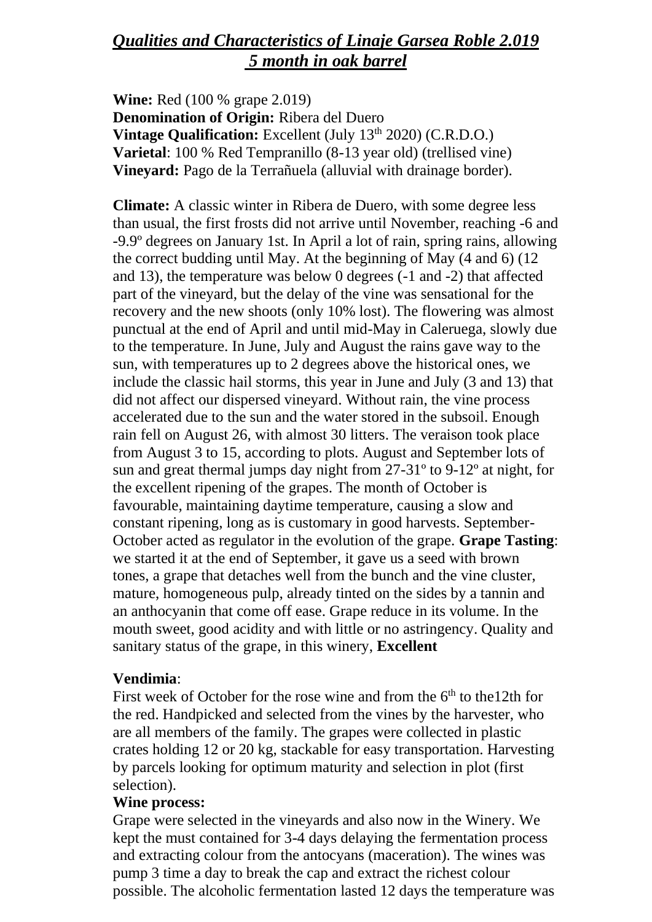# ***Qualities and Characteristics of Linaje Garsea Roble 2.019 5 month in oak barrel***

**Wine:** Red (100 % grape 2.019)
**Denomination of Origin:** Ribera del Duero
**Vintage Qualification:** Excellent (July 13th 2020) (C.R.D.O.)
**Varietal**: 100 % Red Tempranillo (8-13 year old) (trellised vine)
**Vineyard:** Pago de la Terrañuela (alluvial with drainage border).

**Climate:** A classic winter in Ribera de Duero, with some degree less than usual, the first frosts did not arrive until November, reaching -6 and -9.9º degrees on January 1st. In April a lot of rain, spring rains, allowing the correct budding until May. At the beginning of May (4 and 6) (12 and 13), the temperature was below 0 degrees (-1 and -2) that affected part of the vineyard, but the delay of the vine was sensational for the recovery and the new shoots (only 10% lost). The flowering was almost punctual at the end of April and until mid-May in Caleruega, slowly due to the temperature. In June, July and August the rains gave way to the sun, with temperatures up to 2 degrees above the historical ones, we include the classic hail storms, this year in June and July (3 and 13) that did not affect our dispersed vineyard. Without rain, the vine process accelerated due to the sun and the water stored in the subsoil. Enough rain fell on August 26, with almost 30 litters. The veraison took place from August 3 to 15, according to plots. August and September lots of sun and great thermal jumps day night from 27-31º to 9-12º at night, for the excellent ripening of the grapes. The month of October is favourable, maintaining daytime temperature, causing a slow and constant ripening, long as is customary in good harvests. September-October acted as regulator in the evolution of the grape. **Grape Tasting**: we started it at the end of September, it gave us a seed with brown tones, a grape that detaches well from the bunch and the vine cluster, mature, homogeneous pulp, already tinted on the sides by a tannin and an anthocyanin that come off ease. Grape reduce in its volume. In the mouth sweet, good acidity and with little or no astringency. Quality and sanitary status of the grape, in this winery, **Excellent**

**Vendimia**:
First week of October for the rose wine and from the 6th to the12th for the red. Handpicked and selected from the vines by the harvester, who are all members of the family. The grapes were collected in plastic crates holding 12 or 20 kg, stackable for easy transportation. Harvesting by parcels looking for optimum maturity and selection in plot (first selection).

**Wine process:**
Grape were selected in the vineyards and also now in the Winery. We kept the must contained for 3-4 days delaying the fermentation process and extracting colour from the antocyans (maceration). The wines was pump 3 time a day to break the cap and extract the richest colour possible. The alcoholic fermentation lasted 12 days the temperature was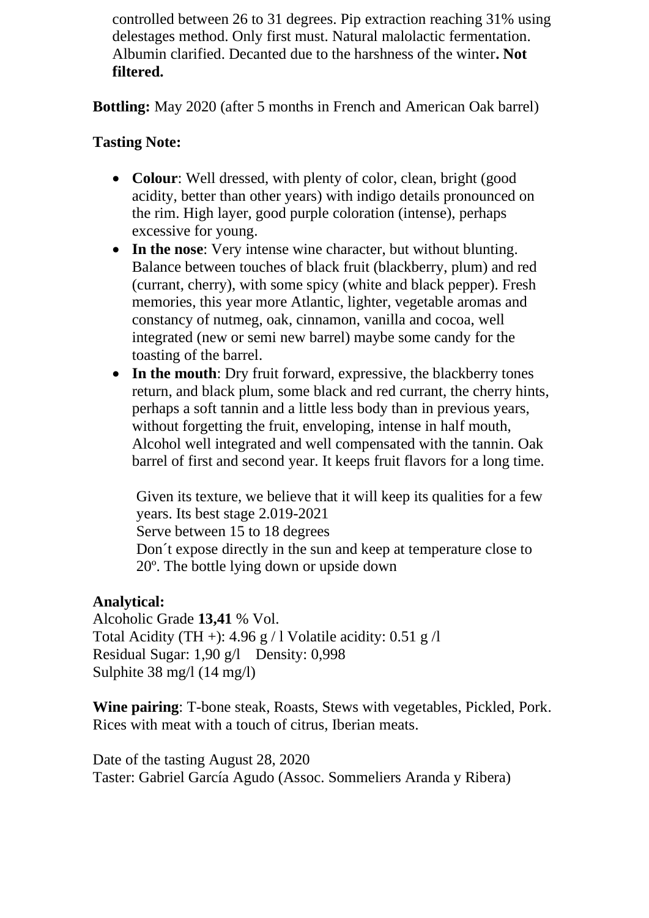controlled between 26 to 31 degrees. Pip extraction reaching 31% using delestages method. Only first must. Natural malolactic fermentation. Albumin clarified. Decanted due to the harshness of the winter**. Not filtered.**

**Bottling:** May 2020 (after 5 months in French and American Oak barrel)

**Tasting Note:**

- **Colour**: Well dressed, with plenty of color, clean, bright (good acidity, better than other years) with indigo details pronounced on the rim. High layer, good purple coloration (intense), perhaps excessive for young.
- **In the nose**: Very intense wine character, but without blunting. Balance between touches of black fruit (blackberry, plum) and red (currant, cherry), with some spicy (white and black pepper). Fresh memories, this year more Atlantic, lighter, vegetable aromas and constancy of nutmeg, oak, cinnamon, vanilla and cocoa, well integrated (new or semi new barrel) maybe some candy for the toasting of the barrel.
- **In the mouth**: Dry fruit forward, expressive, the blackberry tones return, and black plum, some black and red currant, the cherry hints, perhaps a soft tannin and a little less body than in previous years, without forgetting the fruit, enveloping, intense in half mouth, Alcohol well integrated and well compensated with the tannin. Oak barrel of first and second year. It keeps fruit flavors for a long time.

Given its texture, we believe that it will keep its qualities for a few years. Its best stage 2.019-2021
Serve between 15 to 18 degrees
Don´t expose directly in the sun and keep at temperature close to 20º. The bottle lying down or upside down

**Analytical:**
Alcoholic Grade **13,41** % Vol.
Total Acidity (TH +): 4.96 g / l Volatile acidity: 0.51 g /l
Residual Sugar: 1,90 g/l Density: 0,998
Sulphite 38 mg/l (14 mg/l)

**Wine pairing**: T-bone steak, Roasts, Stews with vegetables, Pickled, Pork. Rices with meat with a touch of citrus, Iberian meats.

Date of the tasting August 28, 2020
Taster: Gabriel García Agudo (Assoc. Sommeliers Aranda y Ribera)